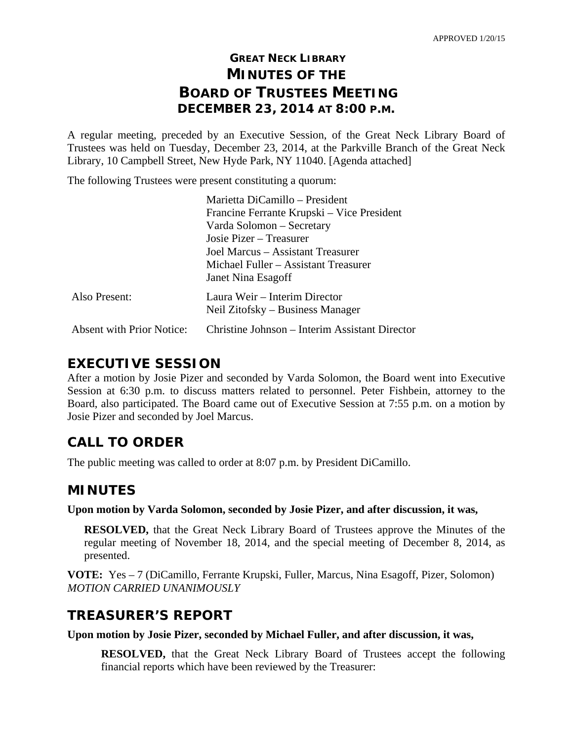APPROVED 1/20/15

# GREAT NECK LIBRARY
# MINUTES OF THE BOARD OF TRUSTEES MEETING
## DECEMBER 23, 2014 AT 8:00 P.M.

A regular meeting, preceded by an Executive Session, of the Great Neck Library Board of Trustees was held on Tuesday, December 23, 2014, at the Parkville Branch of the Great Neck Library, 10 Campbell Street, New Hyde Park, NY 11040. [Agenda attached]

The following Trustees were present constituting a quorum:

| | |
|---|---|
| | Marietta DiCamillo – President |
| | Francine Ferrante Krupski – Vice President |
| | Varda Solomon – Secretary |
| | Josie Pizer – Treasurer |
| | Joel Marcus – Assistant Treasurer |
| | Michael Fuller – Assistant Treasurer |
| | Janet Nina Esagoff |
| Also Present: | Laura Weir – Interim Director |
| | Neil Zitofsky – Business Manager |
| Absent with Prior Notice: | Christine Johnson – Interim Assistant Director |

## EXECUTIVE SESSION

After a motion by Josie Pizer and seconded by Varda Solomon, the Board went into Executive Session at 6:30 p.m. to discuss matters related to personnel. Peter Fishbein, attorney to the Board, also participated. The Board came out of Executive Session at 7:55 p.m. on a motion by Josie Pizer and seconded by Joel Marcus.

## CALL TO ORDER

The public meeting was called to order at 8:07 p.m. by President DiCamillo.

## MINUTES

**Upon motion by Varda Solomon, seconded by Josie Pizer, and after discussion, it was,**

> **RESOLVED,** that the Great Neck Library Board of Trustees approve the Minutes of the regular meeting of November 18, 2014, and the special meeting of December 8, 2014, as presented.

**VOTE:** Yes – 7 (DiCamillo, Ferrante Krupski, Fuller, Marcus, Nina Esagoff, Pizer, Solomon)
*MOTION CARRIED UNANIMOUSLY*

## TREASURER'S REPORT

**Upon motion by Josie Pizer, seconded by Michael Fuller, and after discussion, it was,**

> **RESOLVED,** that the Great Neck Library Board of Trustees accept the following financial reports which have been reviewed by the Treasurer: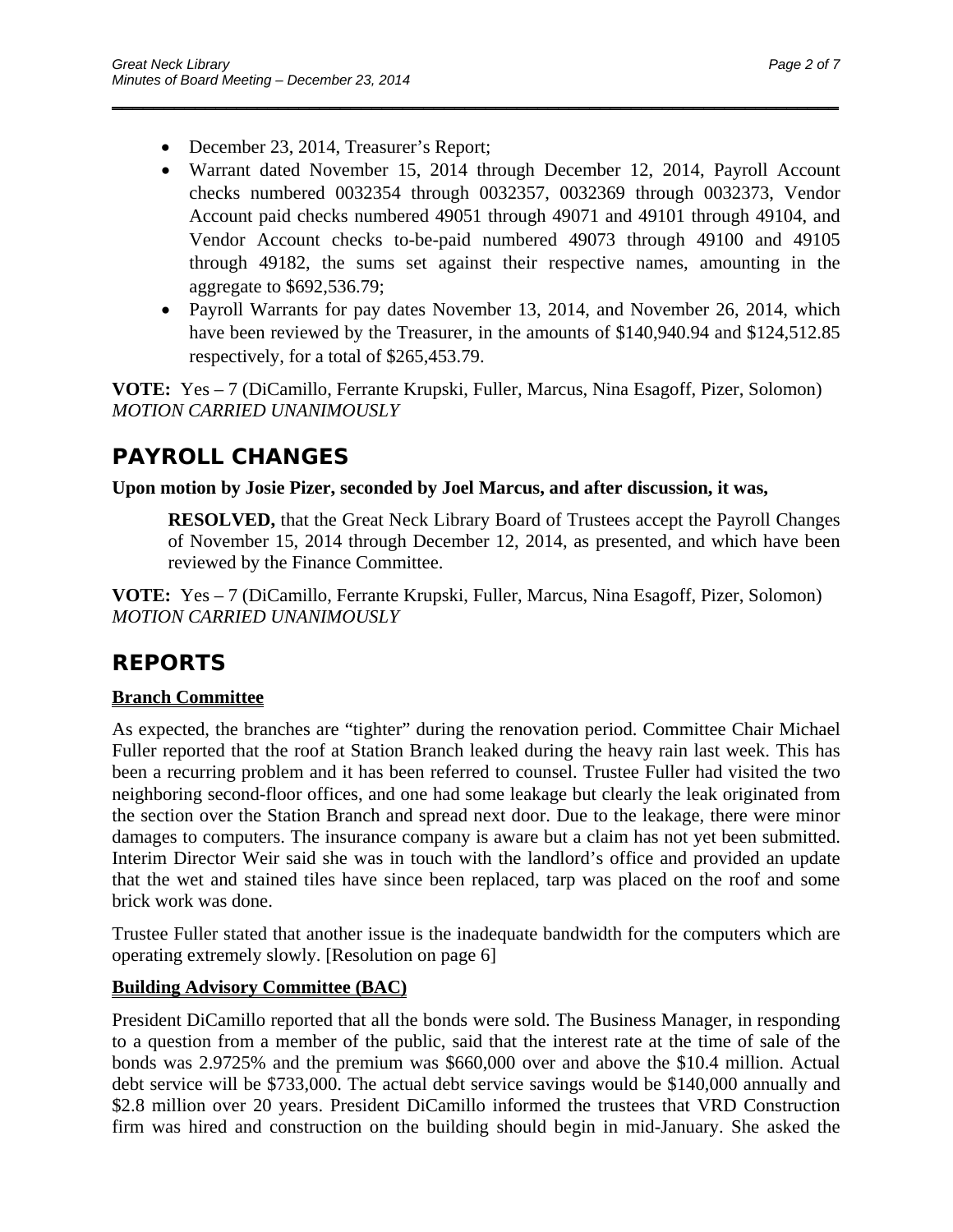- December 23, 2014, Treasurer's Report;
- Warrant dated November 15, 2014 through December 12, 2014, Payroll Account checks numbered 0032354 through 0032357, 0032369 through 0032373, Vendor Account paid checks numbered 49051 through 49071 and 49101 through 49104, and Vendor Account checks to-be-paid numbered 49073 through 49100 and 49105 through 49182, the sums set against their respective names, amounting in the aggregate to $692,536.79;
- Payroll Warrants for pay dates November 13, 2014, and November 26, 2014, which have been reviewed by the Treasurer, in the amounts of $140,940.94 and $124,512.85 respectively, for a total of $265,453.79.

**VOTE:** Yes – 7 (DiCamillo, Ferrante Krupski, Fuller, Marcus, Nina Esagoff, Pizer, Solomon)
*MOTION CARRIED UNANIMOUSLY*

## PAYROLL CHANGES

**Upon motion by Josie Pizer, seconded by Joel Marcus, and after discussion, it was,**

> **RESOLVED,** that the Great Neck Library Board of Trustees accept the Payroll Changes of November 15, 2014 through December 12, 2014, as presented, and which have been reviewed by the Finance Committee.

**VOTE:** Yes – 7 (DiCamillo, Ferrante Krupski, Fuller, Marcus, Nina Esagoff, Pizer, Solomon)
*MOTION CARRIED UNANIMOUSLY*

## REPORTS

### Branch Committee

As expected, the branches are "tighter" during the renovation period. Committee Chair Michael Fuller reported that the roof at Station Branch leaked during the heavy rain last week. This has been a recurring problem and it has been referred to counsel. Trustee Fuller had visited the two neighboring second-floor offices, and one had some leakage but clearly the leak originated from the section over the Station Branch and spread next door. Due to the leakage, there were minor damages to computers. The insurance company is aware but a claim has not yet been submitted. Interim Director Weir said she was in touch with the landlord's office and provided an update that the wet and stained tiles have since been replaced, tarp was placed on the roof and some brick work was done.

Trustee Fuller stated that another issue is the inadequate bandwidth for the computers which are operating extremely slowly. [Resolution on page 6]

### Building Advisory Committee (BAC)

President DiCamillo reported that all the bonds were sold. The Business Manager, in responding to a question from a member of the public, said that the interest rate at the time of sale of the bonds was 2.9725% and the premium was $660,000 over and above the $10.4 million. Actual debt service will be $733,000. The actual debt service savings would be $140,000 annually and $2.8 million over 20 years. President DiCamillo informed the trustees that VRD Construction firm was hired and construction on the building should begin in mid-January. She asked the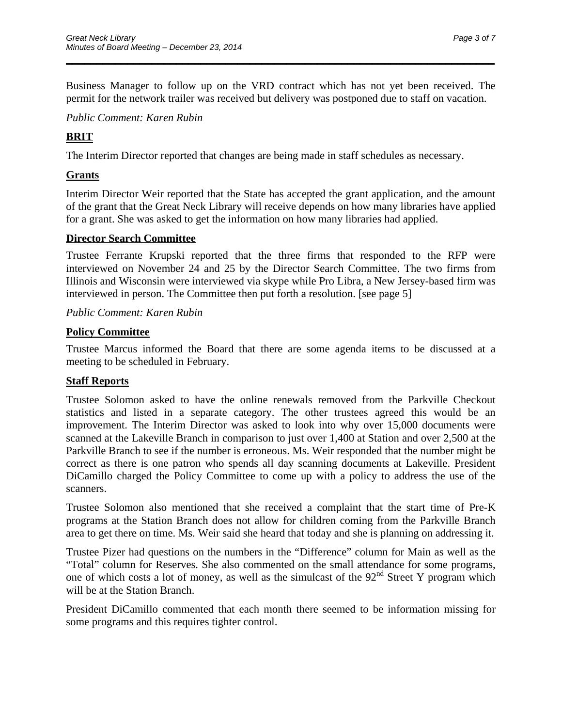Business Manager to follow up on the VRD contract which has not yet been received. The permit for the network trailer was received but delivery was postponed due to staff on vacation.

*Public Comment: Karen Rubin*

## **BRIT**

The Interim Director reported that changes are being made in staff schedules as necessary.

## **Grants**

Interim Director Weir reported that the State has accepted the grant application, and the amount of the grant that the Great Neck Library will receive depends on how many libraries have applied for a grant. She was asked to get the information on how many libraries had applied.

## **Director Search Committee**

Trustee Ferrante Krupski reported that the three firms that responded to the RFP were interviewed on November 24 and 25 by the Director Search Committee. The two firms from Illinois and Wisconsin were interviewed via skype while Pro Libra, a New Jersey-based firm was interviewed in person. The Committee then put forth a resolution. [see page 5]

*Public Comment: Karen Rubin*

## **Policy Committee**

Trustee Marcus informed the Board that there are some agenda items to be discussed at a meeting to be scheduled in February.

## **Staff Reports**

Trustee Solomon asked to have the online renewals removed from the Parkville Checkout statistics and listed in a separate category. The other trustees agreed this would be an improvement. The Interim Director was asked to look into why over 15,000 documents were scanned at the Lakeville Branch in comparison to just over 1,400 at Station and over 2,500 at the Parkville Branch to see if the number is erroneous. Ms. Weir responded that the number might be correct as there is one patron who spends all day scanning documents at Lakeville. President DiCamillo charged the Policy Committee to come up with a policy to address the use of the scanners.

Trustee Solomon also mentioned that she received a complaint that the start time of Pre-K programs at the Station Branch does not allow for children coming from the Parkville Branch area to get there on time. Ms. Weir said she heard that today and she is planning on addressing it.

Trustee Pizer had questions on the numbers in the "Difference" column for Main as well as the "Total" column for Reserves. She also commented on the small attendance for some programs, one of which costs a lot of money, as well as the simulcast of the 92nd Street Y program which will be at the Station Branch.

President DiCamillo commented that each month there seemed to be information missing for some programs and this requires tighter control.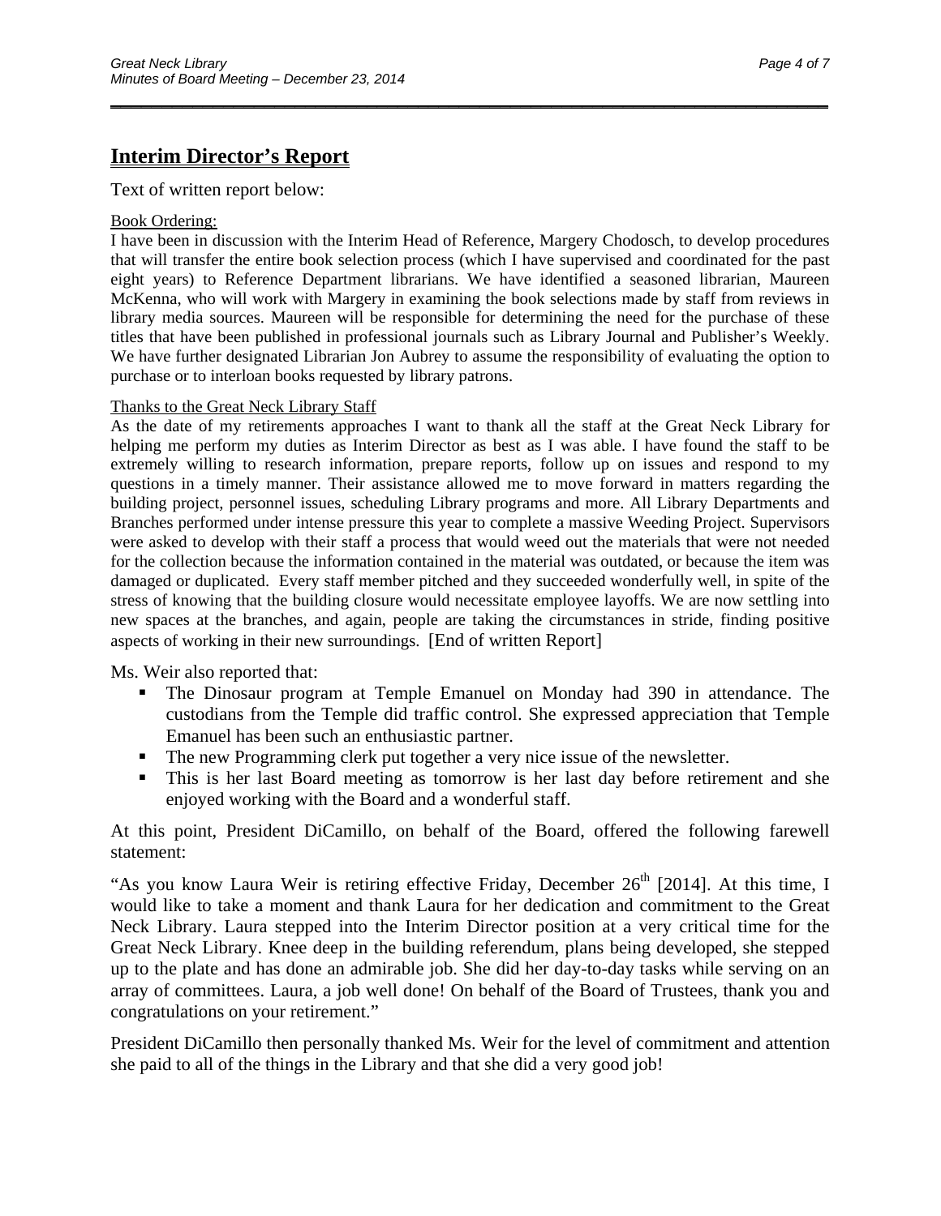## Interim Director's Report

Text of written report below:

Book Ordering:

I have been in discussion with the Interim Head of Reference, Margery Chodosch, to develop procedures that will transfer the entire book selection process (which I have supervised and coordinated for the past eight years) to Reference Department librarians. We have identified a seasoned librarian, Maureen McKenna, who will work with Margery in examining the book selections made by staff from reviews in library media sources. Maureen will be responsible for determining the need for the purchase of these titles that have been published in professional journals such as Library Journal and Publisher's Weekly. We have further designated Librarian Jon Aubrey to assume the responsibility of evaluating the option to purchase or to interloan books requested by library patrons.

Thanks to the Great Neck Library Staff

As the date of my retirements approaches I want to thank all the staff at the Great Neck Library for helping me perform my duties as Interim Director as best as I was able. I have found the staff to be extremely willing to research information, prepare reports, follow up on issues and respond to my questions in a timely manner. Their assistance allowed me to move forward in matters regarding the building project, personnel issues, scheduling Library programs and more. All Library Departments and Branches performed under intense pressure this year to complete a massive Weeding Project. Supervisors were asked to develop with their staff a process that would weed out the materials that were not needed for the collection because the information contained in the material was outdated, or because the item was damaged or duplicated. Every staff member pitched and they succeeded wonderfully well, in spite of the stress of knowing that the building closure would necessitate employee layoffs. We are now settling into new spaces at the branches, and again, people are taking the circumstances in stride, finding positive aspects of working in their new surroundings. [End of written Report]

Ms. Weir also reported that:

- The Dinosaur program at Temple Emanuel on Monday had 390 in attendance. The custodians from the Temple did traffic control. She expressed appreciation that Temple Emanuel has been such an enthusiastic partner.
- The new Programming clerk put together a very nice issue of the newsletter.
- This is her last Board meeting as tomorrow is her last day before retirement and she enjoyed working with the Board and a wonderful staff.

At this point, President DiCamillo, on behalf of the Board, offered the following farewell statement:

"As you know Laura Weir is retiring effective Friday, December 26th [2014]. At this time, I would like to take a moment and thank Laura for her dedication and commitment to the Great Neck Library. Laura stepped into the Interim Director position at a very critical time for the Great Neck Library. Knee deep in the building referendum, plans being developed, she stepped up to the plate and has done an admirable job. She did her day-to-day tasks while serving on an array of committees. Laura, a job well done! On behalf of the Board of Trustees, thank you and congratulations on your retirement."

President DiCamillo then personally thanked Ms. Weir for the level of commitment and attention she paid to all of the things in the Library and that she did a very good job!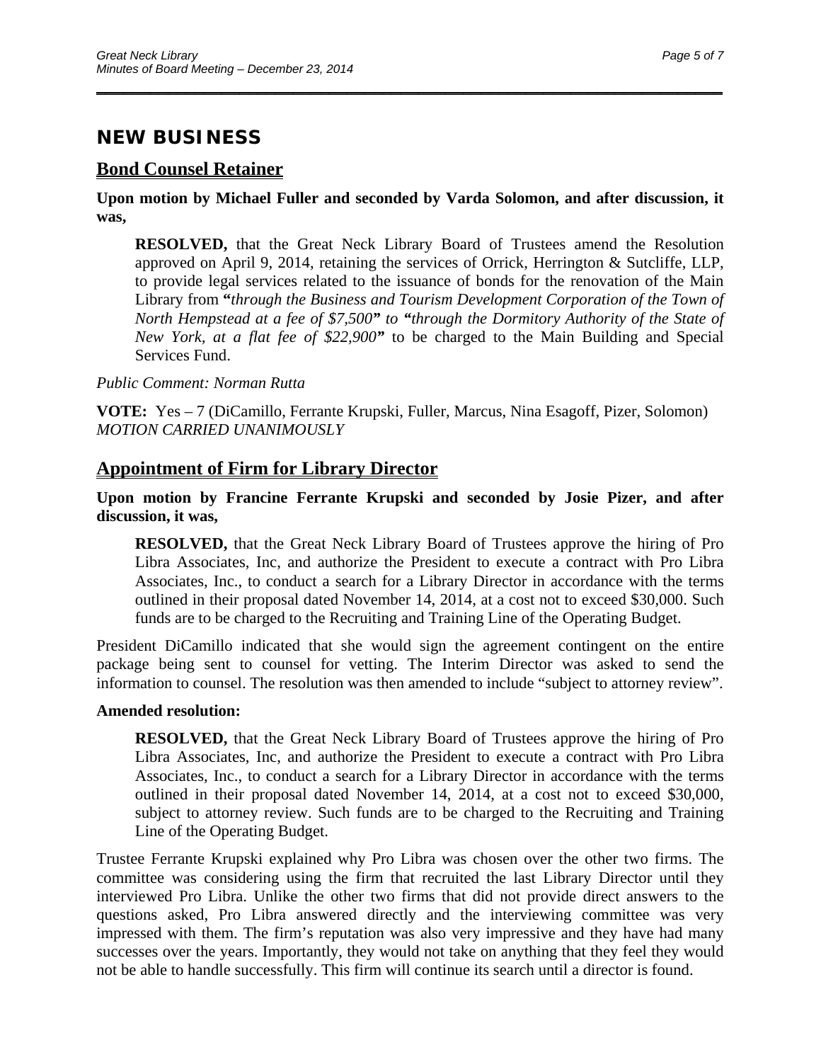## NEW BUSINESS

### Bond Counsel Retainer

**Upon motion by Michael Fuller and seconded by Varda Solomon, and after discussion, it was,**

> **RESOLVED,** that the Great Neck Library Board of Trustees amend the Resolution approved on April 9, 2014, retaining the services of Orrick, Herrington & Sutcliffe, LLP, to provide legal services related to the issuance of bonds for the renovation of the Main Library from **"***through the Business and Tourism Development Corporation of the Town of North Hempstead at a fee of $7,500***"** *to* **"***through the Dormitory Authority of the State of New York, at a flat fee of $22,900***"** to be charged to the Main Building and Special Services Fund.

*Public Comment: Norman Rutta*

**VOTE:** Yes – 7 (DiCamillo, Ferrante Krupski, Fuller, Marcus, Nina Esagoff, Pizer, Solomon)
*MOTION CARRIED UNANIMOUSLY*

### Appointment of Firm for Library Director

**Upon motion by Francine Ferrante Krupski and seconded by Josie Pizer, and after discussion, it was,**

> **RESOLVED,** that the Great Neck Library Board of Trustees approve the hiring of Pro Libra Associates, Inc, and authorize the President to execute a contract with Pro Libra Associates, Inc., to conduct a search for a Library Director in accordance with the terms outlined in their proposal dated November 14, 2014, at a cost not to exceed $30,000. Such funds are to be charged to the Recruiting and Training Line of the Operating Budget.

President DiCamillo indicated that she would sign the agreement contingent on the entire package being sent to counsel for vetting. The Interim Director was asked to send the information to counsel. The resolution was then amended to include "subject to attorney review".

**Amended resolution:**

> **RESOLVED,** that the Great Neck Library Board of Trustees approve the hiring of Pro Libra Associates, Inc, and authorize the President to execute a contract with Pro Libra Associates, Inc., to conduct a search for a Library Director in accordance with the terms outlined in their proposal dated November 14, 2014, at a cost not to exceed $30,000, subject to attorney review. Such funds are to be charged to the Recruiting and Training Line of the Operating Budget.

Trustee Ferrante Krupski explained why Pro Libra was chosen over the other two firms. The committee was considering using the firm that recruited the last Library Director until they interviewed Pro Libra. Unlike the other two firms that did not provide direct answers to the questions asked, Pro Libra answered directly and the interviewing committee was very impressed with them. The firm's reputation was also very impressive and they have had many successes over the years. Importantly, they would not take on anything that they feel they would not be able to handle successfully. This firm will continue its search until a director is found.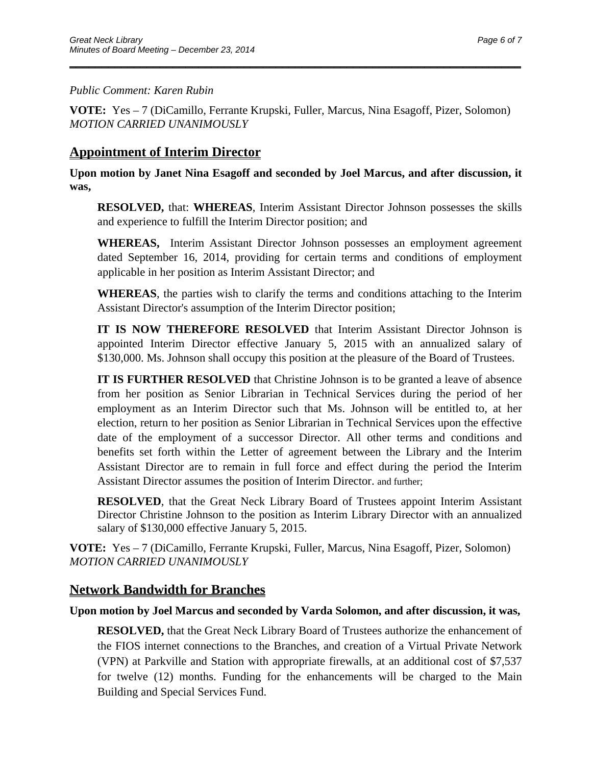*Public Comment: Karen Rubin*

**VOTE:** Yes – 7 (DiCamillo, Ferrante Krupski, Fuller, Marcus, Nina Esagoff, Pizer, Solomon)
*MOTION CARRIED UNANIMOUSLY*

## Appointment of Interim Director

**Upon motion by Janet Nina Esagoff and seconded by Joel Marcus, and after discussion, it was,**

> **RESOLVED,** that: **WHEREAS**, Interim Assistant Director Johnson possesses the skills and experience to fulfill the Interim Director position; and
>
> **WHEREAS,** Interim Assistant Director Johnson possesses an employment agreement dated September 16, 2014, providing for certain terms and conditions of employment applicable in her position as Interim Assistant Director; and
>
> **WHEREAS**, the parties wish to clarify the terms and conditions attaching to the Interim Assistant Director's assumption of the Interim Director position;
>
> **IT IS NOW THEREFORE RESOLVED** that Interim Assistant Director Johnson is appointed Interim Director effective January 5, 2015 with an annualized salary of $130,000. Ms. Johnson shall occupy this position at the pleasure of the Board of Trustees.
>
> **IT IS FURTHER RESOLVED** that Christine Johnson is to be granted a leave of absence from her position as Senior Librarian in Technical Services during the period of her employment as an Interim Director such that Ms. Johnson will be entitled to, at her election, return to her position as Senior Librarian in Technical Services upon the effective date of the employment of a successor Director. All other terms and conditions and benefits set forth within the Letter of agreement between the Library and the Interim Assistant Director are to remain in full force and effect during the period the Interim Assistant Director assumes the position of Interim Director. and further;
>
> **RESOLVED**, that the Great Neck Library Board of Trustees appoint Interim Assistant Director Christine Johnson to the position as Interim Library Director with an annualized salary of $130,000 effective January 5, 2015.

**VOTE:** Yes – 7 (DiCamillo, Ferrante Krupski, Fuller, Marcus, Nina Esagoff, Pizer, Solomon)
*MOTION CARRIED UNANIMOUSLY*

## Network Bandwidth for Branches

**Upon motion by Joel Marcus and seconded by Varda Solomon, and after discussion, it was,**

> **RESOLVED,** that the Great Neck Library Board of Trustees authorize the enhancement of the FIOS internet connections to the Branches, and creation of a Virtual Private Network (VPN) at Parkville and Station with appropriate firewalls, at an additional cost of $7,537 for twelve (12) months. Funding for the enhancements will be charged to the Main Building and Special Services Fund.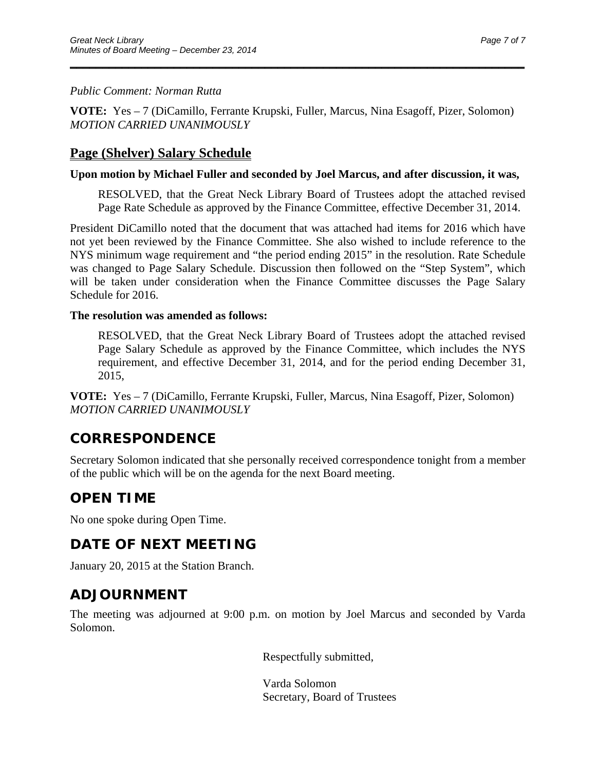*Public Comment: Norman Rutta*

**VOTE:** Yes – 7 (DiCamillo, Ferrante Krupski, Fuller, Marcus, Nina Esagoff, Pizer, Solomon)
*MOTION CARRIED UNANIMOUSLY*

## Page (Shelver) Salary Schedule

**Upon motion by Michael Fuller and seconded by Joel Marcus, and after discussion, it was,**

> RESOLVED, that the Great Neck Library Board of Trustees adopt the attached revised Page Rate Schedule as approved by the Finance Committee, effective December 31, 2014.

President DiCamillo noted that the document that was attached had items for 2016 which have not yet been reviewed by the Finance Committee. She also wished to include reference to the NYS minimum wage requirement and "the period ending 2015" in the resolution. Rate Schedule was changed to Page Salary Schedule. Discussion then followed on the "Step System", which will be taken under consideration when the Finance Committee discusses the Page Salary Schedule for 2016.

**The resolution was amended as follows:**

> RESOLVED, that the Great Neck Library Board of Trustees adopt the attached revised Page Salary Schedule as approved by the Finance Committee, which includes the NYS requirement, and effective December 31, 2014, and for the period ending December 31, 2015,

**VOTE:** Yes – 7 (DiCamillo, Ferrante Krupski, Fuller, Marcus, Nina Esagoff, Pizer, Solomon)
*MOTION CARRIED UNANIMOUSLY*

# CORRESPONDENCE

Secretary Solomon indicated that she personally received correspondence tonight from a member of the public which will be on the agenda for the next Board meeting.

# OPEN TIME

No one spoke during Open Time.

# DATE OF NEXT MEETING

January 20, 2015 at the Station Branch.

# ADJOURNMENT

The meeting was adjourned at 9:00 p.m. on motion by Joel Marcus and seconded by Varda Solomon.

Respectfully submitted,

Varda Solomon
Secretary, Board of Trustees